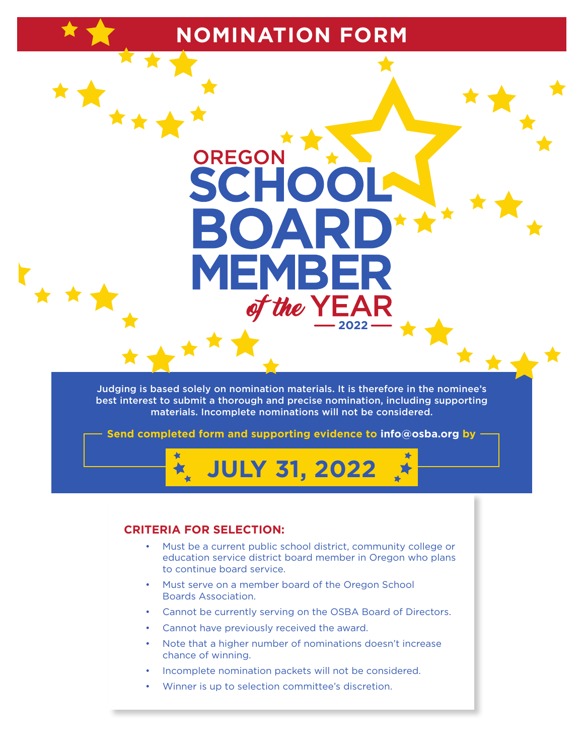# NOMINATION FORM

## OREGON SCHOOL BOARD MEMBER *of the* YEAR

2022

Judging is based solely on nomination materials. It is therefore in the nominee's best interest to submit a thorough and precise nomination, including supporting materials. Incomplete nominations will not be considered.

**Send completed form and supporting evidence to info@osba.org by**

# JULY 31, 2022

### CRITERIA FOR SELECTION:

- Must be a current public school district, community college or education service district board member in Oregon who plans to continue board service.
- Must serve on a member board of the Oregon School Boards Association.
- Cannot be currently serving on the OSBA Board of Directors.
- Cannot have previously received the award.
- Note that a higher number of nominations doesn't increase chance of winning.
- Incomplete nomination packets will not be considered.
- Winner is up to selection committee's discretion.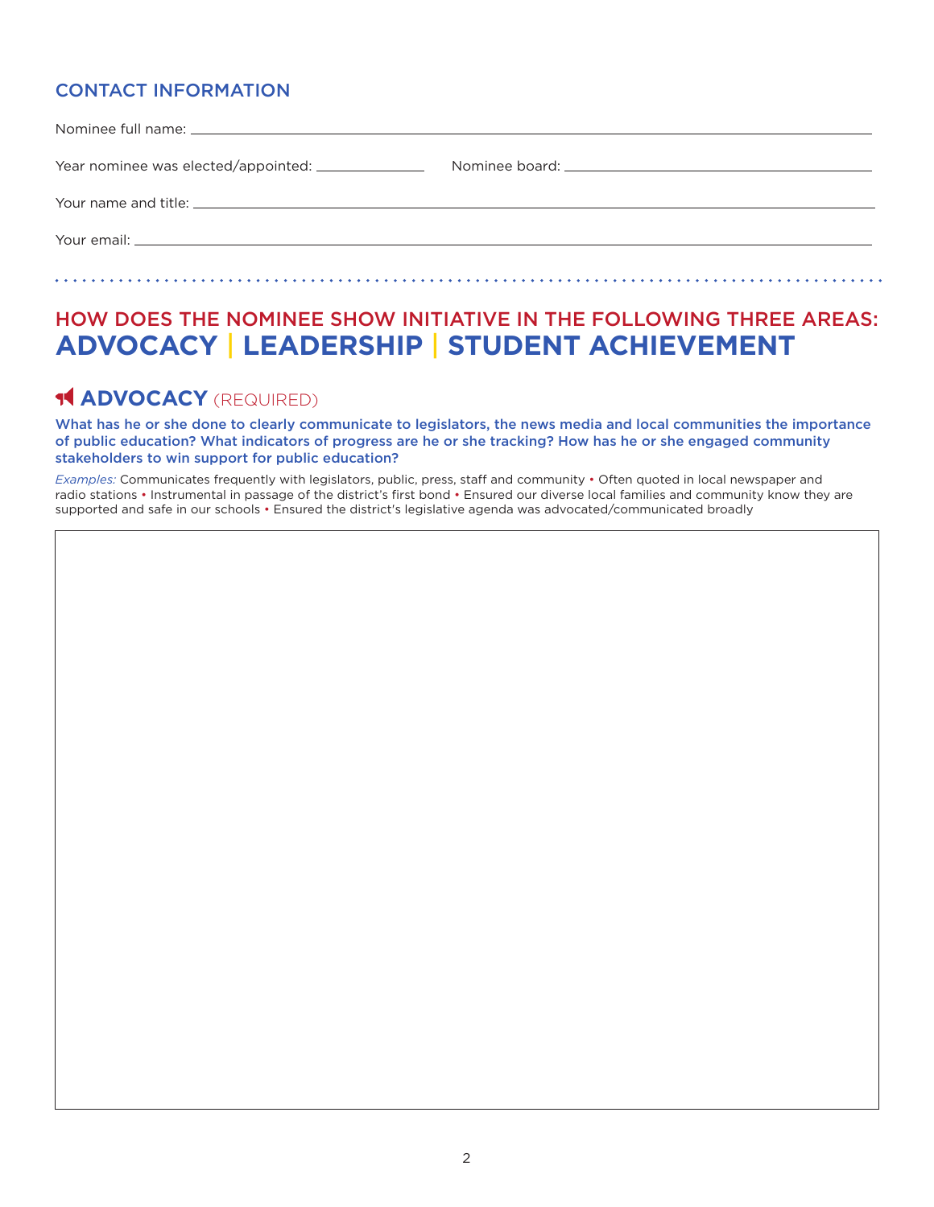## CONTACT INFORMATION

Nominee full name: \_\_\_\_\_\_\_\_\_\_\_\_\_\_\_\_\_\_\_\_\_\_\_\_\_\_\_\_\_\_\_\_\_\_\_\_\_\_\_\_

Year nominee was elected/appointed: \_\_\_\_\_\_\_\_\_\_\_\_ Nominee board: \_\_\_\_\_\_\_\_\_\_\_\_\_\_\_\_\_\_\_\_\_\_\_\_

Your name and title: \_\_\_\_\_\_\_\_\_\_\_\_\_\_\_\_\_\_\_\_\_\_\_\_\_\_\_\_\_\_\_\_\_\_\_\_\_\_\_\_

Your email: \_\_\_\_\_\_\_\_\_\_\_\_\_\_\_\_\_\_\_\_\_\_\_\_\_\_\_\_\_\_\_\_\_\_\_\_\_\_\_\_

## HOW DOES THE NOMINEE SHOW INITIATIVE IN THE FOLLOWING THREE AREAS: ADVOCACY | LEADERSHIP | STUDENT ACHIEVEMENT

### ADVOCACY (REQUIRED)

**What has he or she done to clearly communicate to legislators, the news media and local communities the importance of public education? What indicators of progress are he or she tracking? How has he or she engaged community stakeholders to win support for public education?**

*Examples:* Communicates frequently with legislators, public, press, staff and community • Often quoted in local newspaper and radio stations • Instrumental in passage of the district's first bond • Ensured our diverse local families and community know they are supported and safe in our schools • Ensured the district's legislative agenda was advocated/communicated broadly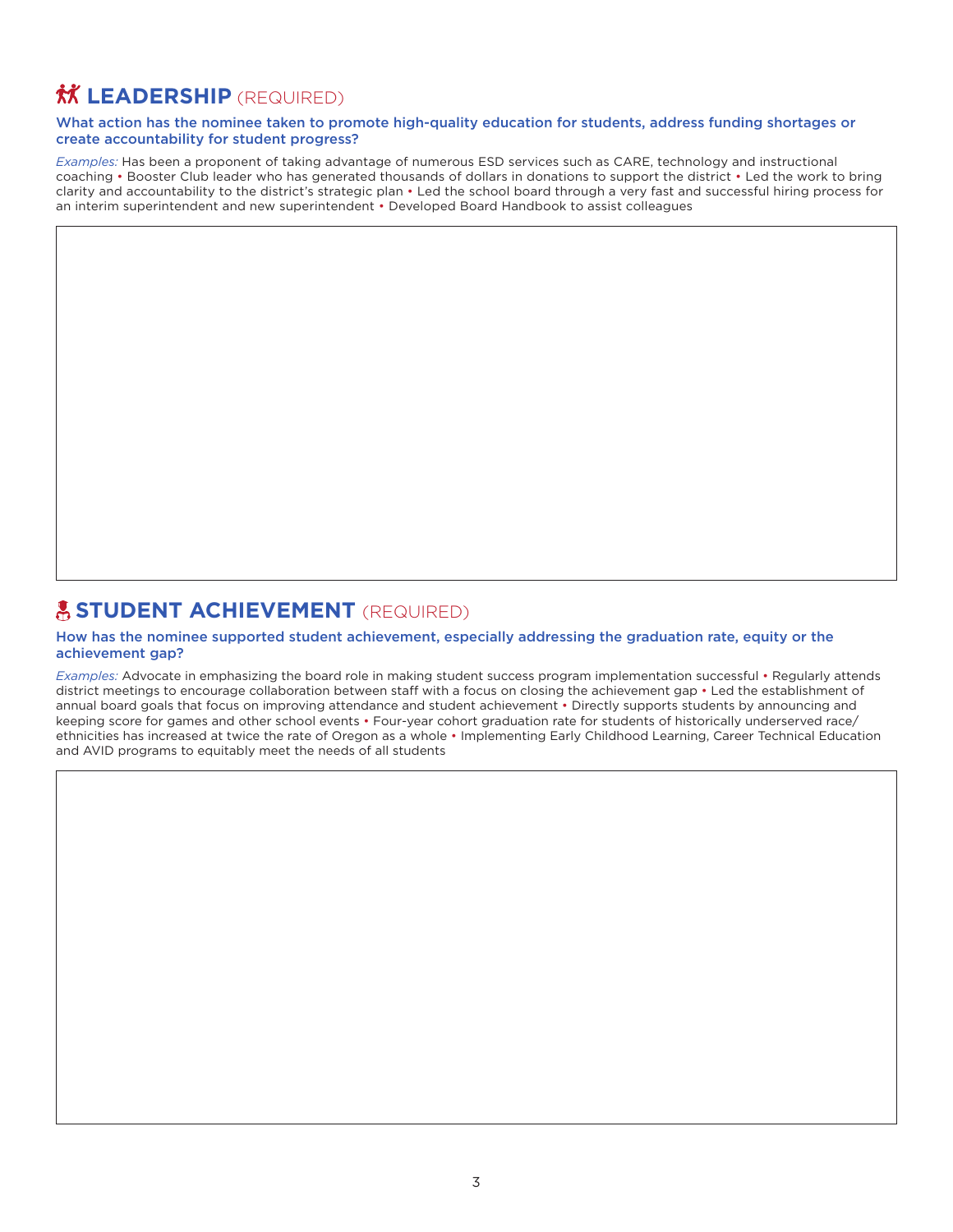## LEADERSHIP (REQUIRED)

**What action has the nominee taken to promote high-quality education for students, address funding shortages or create accountability for student progress?**

*Examples:* Has been a proponent of taking advantage of numerous ESD services such as CARE, technology and instructional coaching • Booster Club leader who has generated thousands of dollars in donations to support the district • Led the work to bring clarity and accountability to the district's strategic plan • Led the school board through a very fast and successful hiring process for an interim superintendent and new superintendent • Developed Board Handbook to assist colleagues

## STUDENT ACHIEVEMENT (REQUIRED)

**How has the nominee supported student achievement, especially addressing the graduation rate, equity or the achievement gap?**

*Examples:* Advocate in emphasizing the board role in making student success program implementation successful • Regularly attends district meetings to encourage collaboration between staff with a focus on closing the achievement gap • Led the establishment of annual board goals that focus on improving attendance and student achievement • Directly supports students by announcing and keeping score for games and other school events • Four-year cohort graduation rate for students of historically underserved race/ethnicities has increased at twice the rate of Oregon as a whole • Implementing Early Childhood Learning, Career Technical Education and AVID programs to equitably meet the needs of all students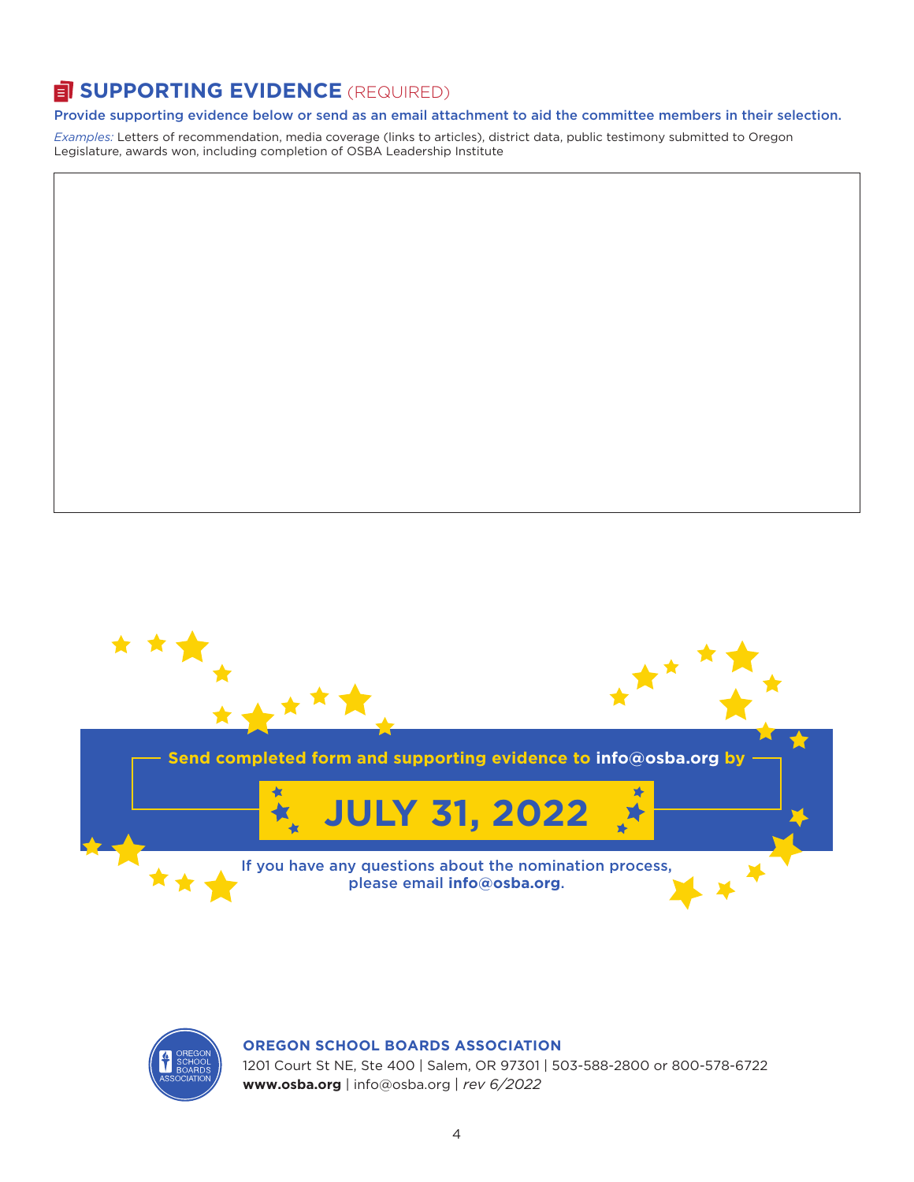## SUPPORTING EVIDENCE (REQUIRED)

**Provide supporting evidence below or send as an email attachment to aid the committee members in their selection.**

*Examples:* Letters of recommendation, media coverage (links to articles), district data, public testimony submitted to Oregon Legislature, awards won, including completion of OSBA Leadership Institute

**Send completed form and supporting evidence to info@osba.org by**

# JULY 31, 2022

If you have any questions about the nomination process, please email **info@osba.org**.

**OREGON SCHOOL BOARDS ASSOCIATION**
1201 Court St NE, Ste 400 | Salem, OR 97301 | 503-588-2800 or 800-578-6722
**www.osba.org** | info@osba.org | *rev 6/2022*